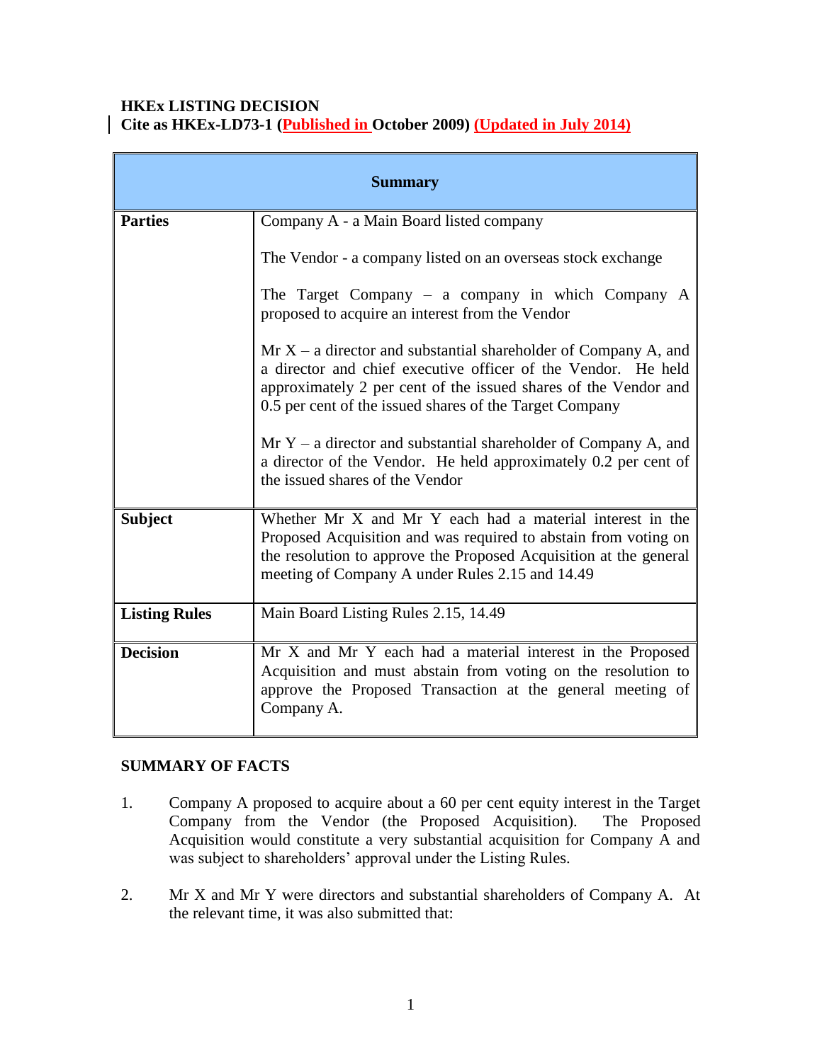**HKEx LISTING DECISION**
**Cite as HKEx-LD73-1 (Published in October 2009) (Updated in July 2014)**

| Summary | |
|---|---|
| **Parties** | Company A - a Main Board listed company<br><br>The Vendor - a company listed on an overseas stock exchange<br><br>The Target Company – a company in which Company A proposed to acquire an interest from the Vendor<br><br>Mr X – a director and substantial shareholder of Company A, and a director and chief executive officer of the Vendor. He held approximately 2 per cent of the issued shares of the Vendor and 0.5 per cent of the issued shares of the Target Company<br><br>Mr Y – a director and substantial shareholder of Company A, and a director of the Vendor. He held approximately 0.2 per cent of the issued shares of the Vendor |
| **Subject** | Whether Mr X and Mr Y each had a material interest in the Proposed Acquisition and was required to abstain from voting on the resolution to approve the Proposed Acquisition at the general meeting of Company A under Rules 2.15 and 14.49 |
| **Listing Rules** | Main Board Listing Rules 2.15, 14.49 |
| **Decision** | Mr X and Mr Y each had a material interest in the Proposed Acquisition and must abstain from voting on the resolution to approve the Proposed Transaction at the general meeting of Company A. |

**SUMMARY OF FACTS**

1. Company A proposed to acquire about a 60 per cent equity interest in the Target Company from the Vendor (the Proposed Acquisition). The Proposed Acquisition would constitute a very substantial acquisition for Company A and was subject to shareholders' approval under the Listing Rules.

2. Mr X and Mr Y were directors and substantial shareholders of Company A. At the relevant time, it was also submitted that: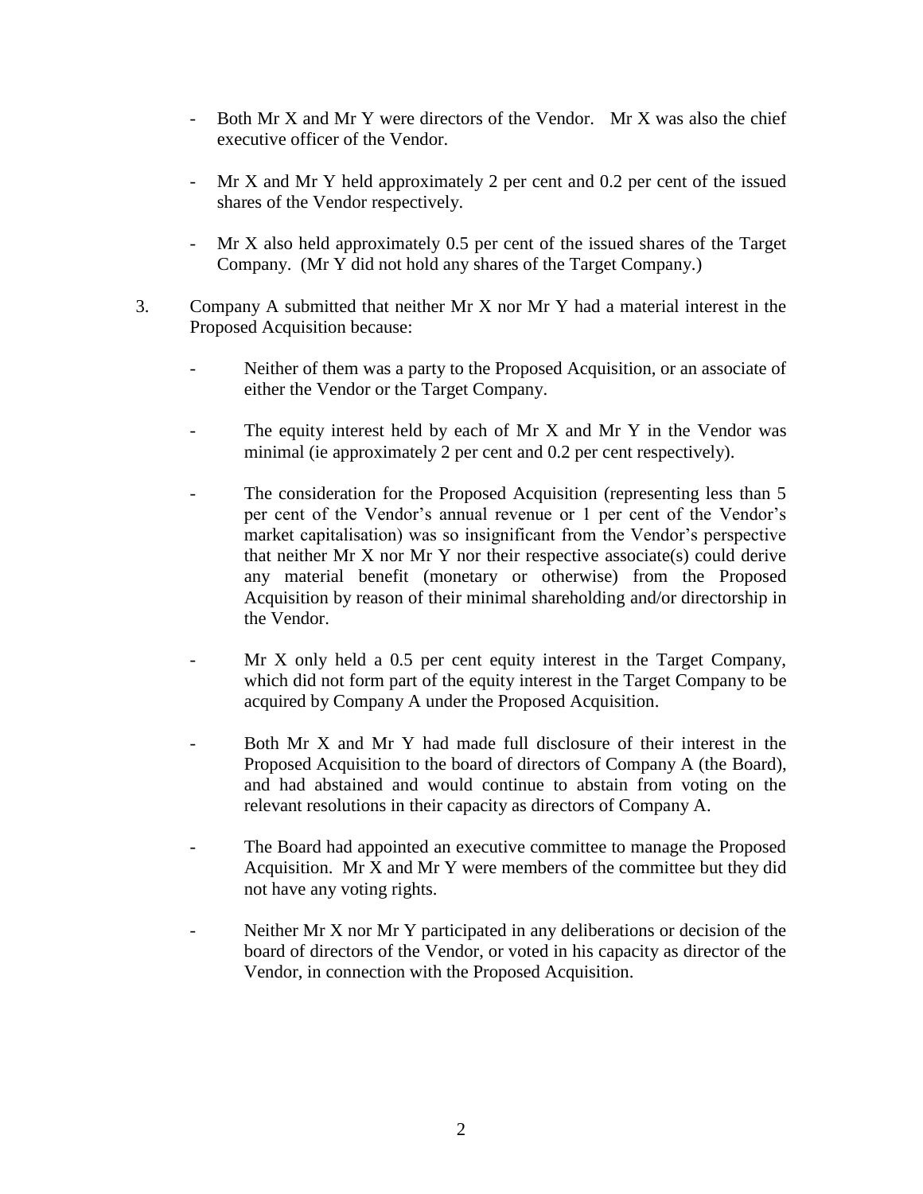- Both Mr X and Mr Y were directors of the Vendor. Mr X was also the chief executive officer of the Vendor.

- Mr X and Mr Y held approximately 2 per cent and 0.2 per cent of the issued shares of the Vendor respectively.

- Mr X also held approximately 0.5 per cent of the issued shares of the Target Company. (Mr Y did not hold any shares of the Target Company.)

3. Company A submitted that neither Mr X nor Mr Y had a material interest in the Proposed Acquisition because:

   - Neither of them was a party to the Proposed Acquisition, or an associate of either the Vendor or the Target Company.

   - The equity interest held by each of Mr X and Mr Y in the Vendor was minimal (ie approximately 2 per cent and 0.2 per cent respectively).

   - The consideration for the Proposed Acquisition (representing less than 5 per cent of the Vendor's annual revenue or 1 per cent of the Vendor's market capitalisation) was so insignificant from the Vendor's perspective that neither Mr X nor Mr Y nor their respective associate(s) could derive any material benefit (monetary or otherwise) from the Proposed Acquisition by reason of their minimal shareholding and/or directorship in the Vendor.

   - Mr X only held a 0.5 per cent equity interest in the Target Company, which did not form part of the equity interest in the Target Company to be acquired by Company A under the Proposed Acquisition.

   - Both Mr X and Mr Y had made full disclosure of their interest in the Proposed Acquisition to the board of directors of Company A (the Board), and had abstained and would continue to abstain from voting on the relevant resolutions in their capacity as directors of Company A.

   - The Board had appointed an executive committee to manage the Proposed Acquisition. Mr X and Mr Y were members of the committee but they did not have any voting rights.

   - Neither Mr X nor Mr Y participated in any deliberations or decision of the board of directors of the Vendor, or voted in his capacity as director of the Vendor, in connection with the Proposed Acquisition.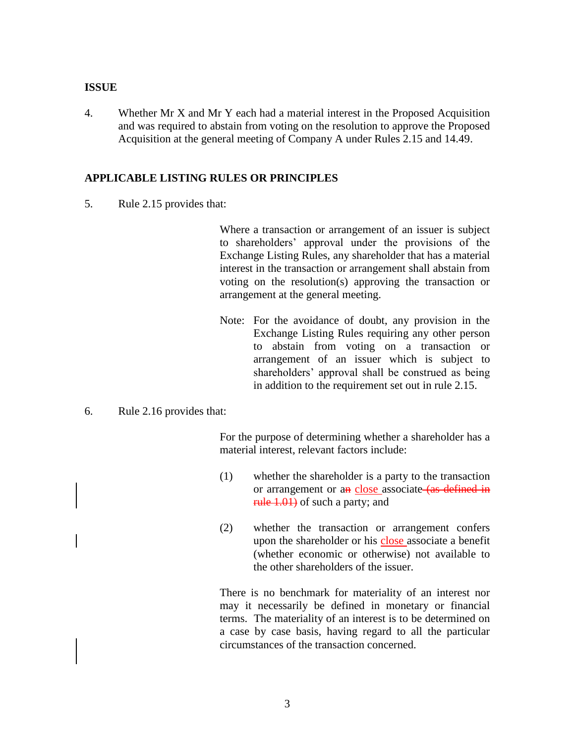**ISSUE**

4. Whether Mr X and Mr Y each had a material interest in the Proposed Acquisition and was required to abstain from voting on the resolution to approve the Proposed Acquisition at the general meeting of Company A under Rules 2.15 and 14.49.

**APPLICABLE LISTING RULES OR PRINCIPLES**

5. Rule 2.15 provides that:

> Where a transaction or arrangement of an issuer is subject to shareholders' approval under the provisions of the Exchange Listing Rules, any shareholder that has a material interest in the transaction or arrangement shall abstain from voting on the resolution(s) approving the transaction or arrangement at the general meeting.
>
> Note: For the avoidance of doubt, any provision in the Exchange Listing Rules requiring any other person to abstain from voting on a transaction or arrangement of an issuer which is subject to shareholders' approval shall be construed as being in addition to the requirement set out in rule 2.15.

6. Rule 2.16 provides that:

> For the purpose of determining whether a shareholder has a material interest, relevant factors include:
>
> (1) whether the shareholder is a party to the transaction or arrangement or a~~n~~ close associate ~~(as defined in rule 1.01)~~ of such a party; and
>
> (2) whether the transaction or arrangement confers upon the shareholder or his close associate a benefit (whether economic or otherwise) not available to the other shareholders of the issuer.
>
> There is no benchmark for materiality of an interest nor may it necessarily be defined in monetary or financial terms. The materiality of an interest is to be determined on a case by case basis, having regard to all the particular circumstances of the transaction concerned.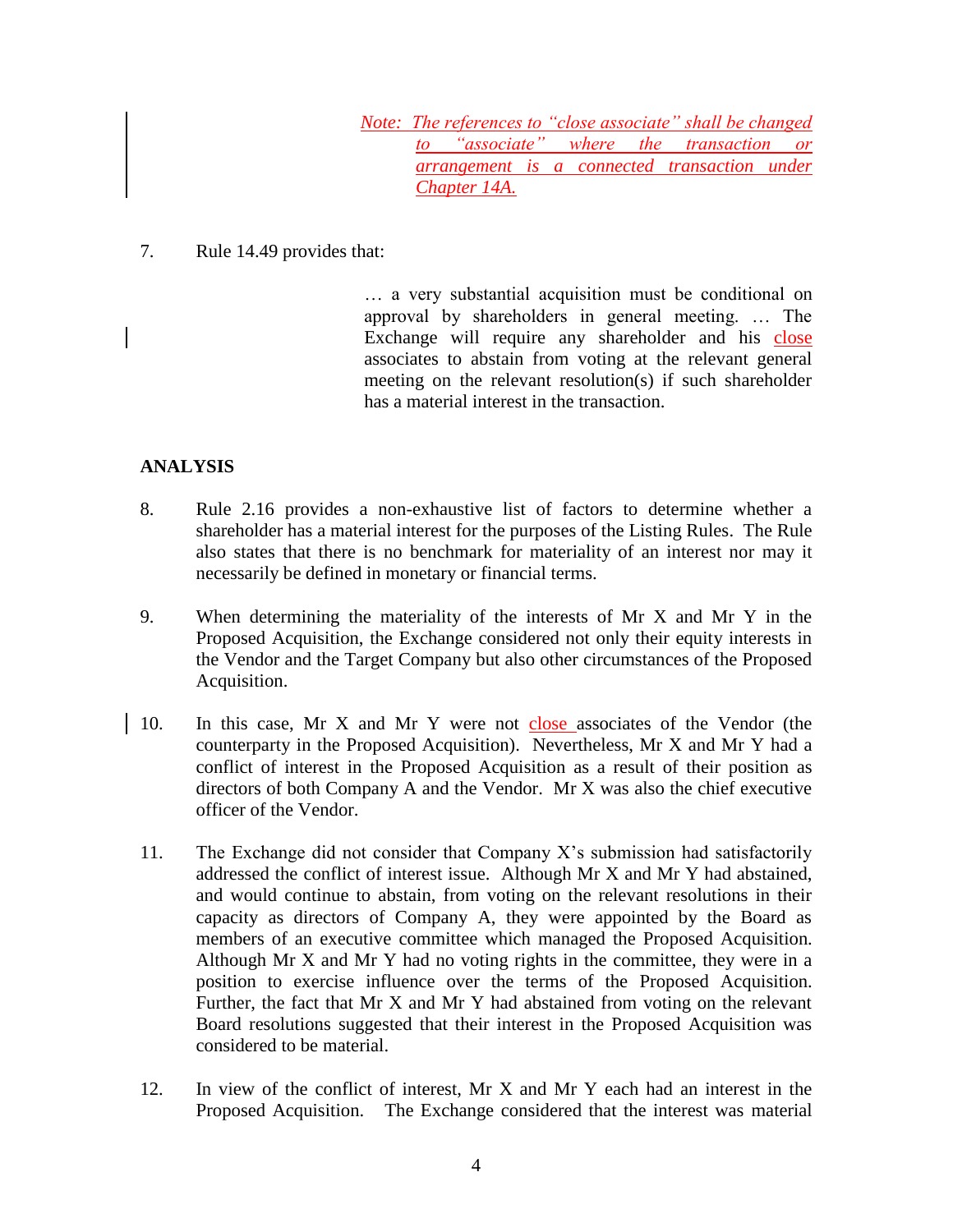*Note: The references to "close associate" shall be changed to "associate" where the transaction or arrangement is a connected transaction under Chapter 14A.*

7. Rule 14.49 provides that:

> … a very substantial acquisition must be conditional on approval by shareholders in general meeting. … The Exchange will require any shareholder and his close associates to abstain from voting at the relevant general meeting on the relevant resolution(s) if such shareholder has a material interest in the transaction.

**ANALYSIS**

8. Rule 2.16 provides a non-exhaustive list of factors to determine whether a shareholder has a material interest for the purposes of the Listing Rules. The Rule also states that there is no benchmark for materiality of an interest nor may it necessarily be defined in monetary or financial terms.

9. When determining the materiality of the interests of Mr X and Mr Y in the Proposed Acquisition, the Exchange considered not only their equity interests in the Vendor and the Target Company but also other circumstances of the Proposed Acquisition.

10. In this case, Mr X and Mr Y were not close associates of the Vendor (the counterparty in the Proposed Acquisition). Nevertheless, Mr X and Mr Y had a conflict of interest in the Proposed Acquisition as a result of their position as directors of both Company A and the Vendor. Mr X was also the chief executive officer of the Vendor.

11. The Exchange did not consider that Company X's submission had satisfactorily addressed the conflict of interest issue. Although Mr X and Mr Y had abstained, and would continue to abstain, from voting on the relevant resolutions in their capacity as directors of Company A, they were appointed by the Board as members of an executive committee which managed the Proposed Acquisition. Although Mr X and Mr Y had no voting rights in the committee, they were in a position to exercise influence over the terms of the Proposed Acquisition. Further, the fact that Mr X and Mr Y had abstained from voting on the relevant Board resolutions suggested that their interest in the Proposed Acquisition was considered to be material.

12. In view of the conflict of interest, Mr X and Mr Y each had an interest in the Proposed Acquisition. The Exchange considered that the interest was material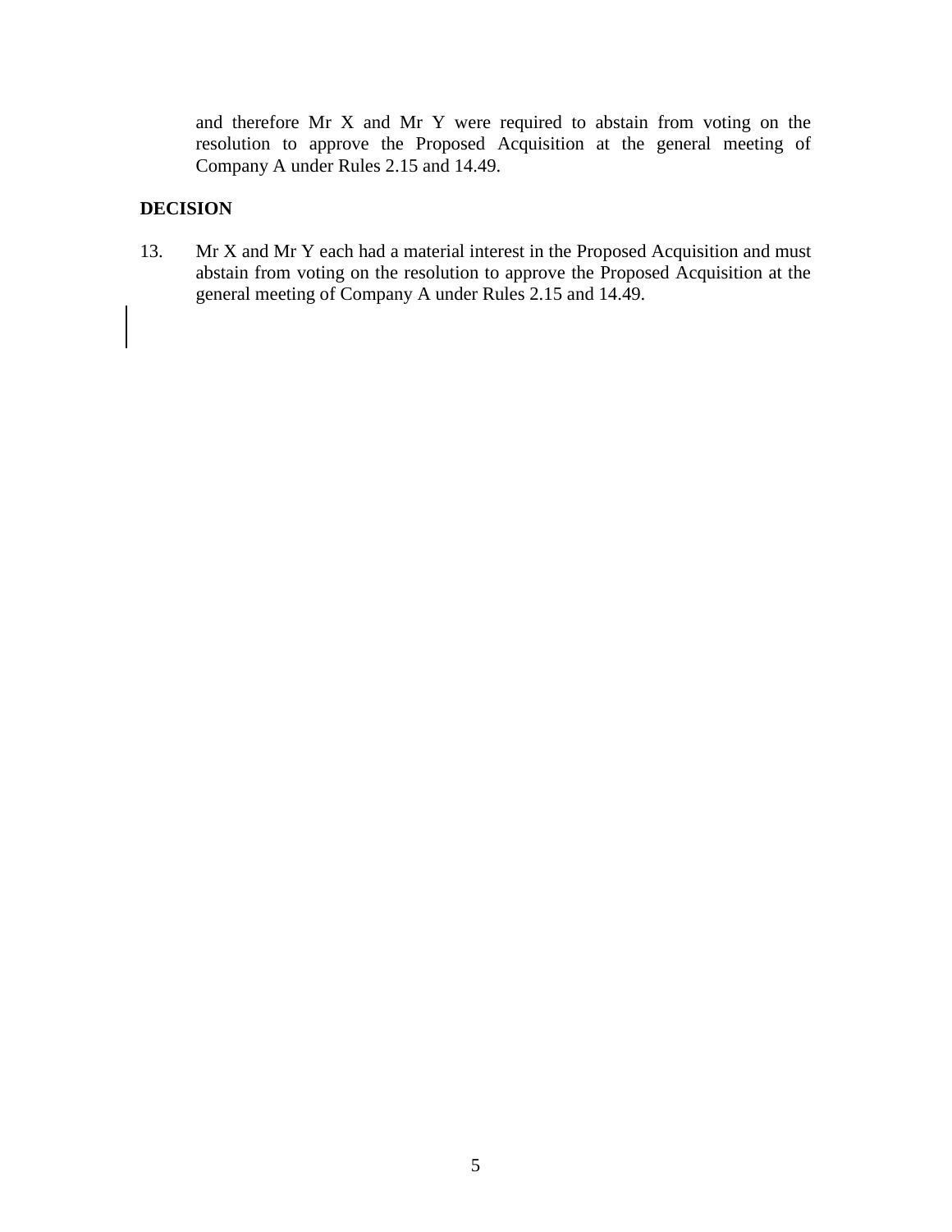and therefore Mr X and Mr Y were required to abstain from voting on the resolution to approve the Proposed Acquisition at the general meeting of Company A under Rules 2.15 and 14.49.

## DECISION

13. Mr X and Mr Y each had a material interest in the Proposed Acquisition and must abstain from voting on the resolution to approve the Proposed Acquisition at the general meeting of Company A under Rules 2.15 and 14.49.